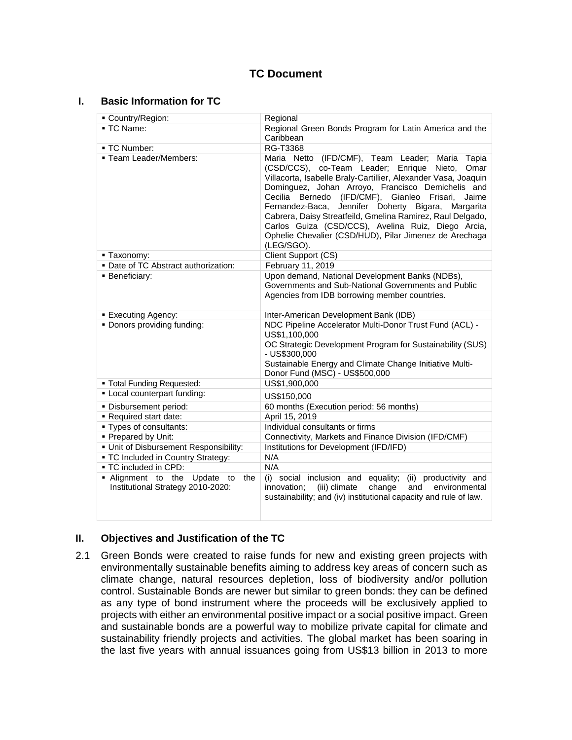# TC Document

## I. Basic Information for TC

| | |
|---|---|
| ▪ Country/Region: | Regional |
| ▪ TC Name: | Regional Green Bonds Program for Latin America and the Caribbean |
| ▪ TC Number: | RG-T3368 |
| ▪ Team Leader/Members: | Maria Netto (IFD/CMF), Team Leader; Maria Tapia (CSD/CCS), co-Team Leader; Enrique Nieto, Omar Villacorta, Isabelle Braly-Cartillier, Alexander Vasa, Joaquin Dominguez, Johan Arroyo, Francisco Demichelis and Cecilia Bernedo (IFD/CMF), Gianleo Frisari, Jaime Fernandez-Baca, Jennifer Doherty Bigara, Margarita Cabrera, Daisy Streatfeild, Gmelina Ramirez, Raul Delgado, Carlos Guiza (CSD/CCS), Avelina Ruiz, Diego Arcia, Ophelie Chevalier (CSD/HUD), Pilar Jimenez de Arechaga (LEG/SGO). |
| ▪ Taxonomy: | Client Support (CS) |
| ▪ Date of TC Abstract authorization: | February 11, 2019 |
| ▪ Beneficiary: | Upon demand, National Development Banks (NDBs), Governments and Sub-National Governments and Public Agencies from IDB borrowing member countries. |
| ▪ Executing Agency: | Inter-American Development Bank (IDB) |
| ▪ Donors providing funding: | NDC Pipeline Accelerator Multi-Donor Trust Fund (ACL) - US$1,100,000<br>OC Strategic Development Program for Sustainability (SUS) - US$300,000<br>Sustainable Energy and Climate Change Initiative Multi-Donor Fund (MSC) - US$500,000 |
| ▪ Total Funding Requested: | US$1,900,000 |
| ▪ Local counterpart funding: | US$150,000 |
| ▪ Disbursement period: | 60 months (Execution period: 56 months) |
| ▪ Required start date: | April 15, 2019 |
| ▪ Types of consultants: | Individual consultants or firms |
| ▪ Prepared by Unit: | Connectivity, Markets and Finance Division (IFD/CMF) |
| ▪ Unit of Disbursement Responsibility: | Institutions for Development (IFD/IFD) |
| ▪ TC Included in Country Strategy: | N/A |
| ▪ TC included in CPD: | N/A |
| ▪ Alignment to the Update to the Institutional Strategy 2010-2020: | (i) social inclusion and equality; (ii) productivity and innovation; (iii) climate change and environmental sustainability; and (iv) institutional capacity and rule of law. |

## II. Objectives and Justification of the TC

2.1 Green Bonds were created to raise funds for new and existing green projects with environmentally sustainable benefits aiming to address key areas of concern such as climate change, natural resources depletion, loss of biodiversity and/or pollution control. Sustainable Bonds are newer but similar to green bonds: they can be defined as any type of bond instrument where the proceeds will be exclusively applied to projects with either an environmental positive impact or a social positive impact. Green and sustainable bonds are a powerful way to mobilize private capital for climate and sustainability friendly projects and activities. The global market has been soaring in the last five years with annual issuances going from US$13 billion in 2013 to more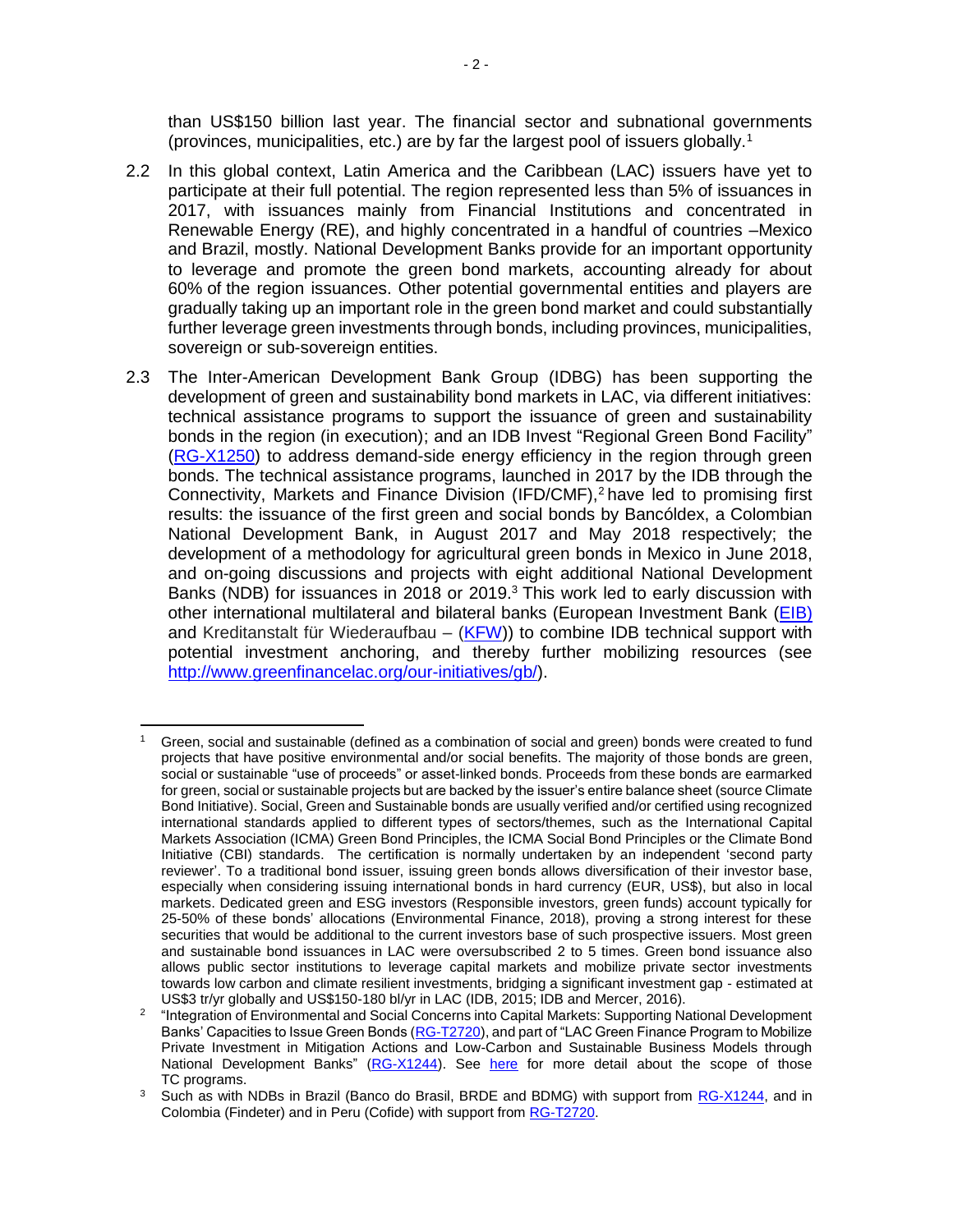than US$150 billion last year. The financial sector and subnational governments (provinces, municipalities, etc.) are by far the largest pool of issuers globally.[1]

2.2 In this global context, Latin America and the Caribbean (LAC) issuers have yet to participate at their full potential. The region represented less than 5% of issuances in 2017, with issuances mainly from Financial Institutions and concentrated in Renewable Energy (RE), and highly concentrated in a handful of countries –Mexico and Brazil, mostly. National Development Banks provide for an important opportunity to leverage and promote the green bond markets, accounting already for about 60% of the region issuances. Other potential governmental entities and players are gradually taking up an important role in the green bond market and could substantially further leverage green investments through bonds, including provinces, municipalities, sovereign or sub-sovereign entities.

2.3 The Inter-American Development Bank Group (IDBG) has been supporting the development of green and sustainability bond markets in LAC, via different initiatives: technical assistance programs to support the issuance of green and sustainability bonds in the region (in execution); and an IDB Invest "Regional Green Bond Facility" (RG-X1250) to address demand-side energy efficiency in the region through green bonds. The technical assistance programs, launched in 2017 by the IDB through the Connectivity, Markets and Finance Division (IFD/CMF),[2] have led to promising first results: the issuance of the first green and social bonds by Bancóldex, a Colombian National Development Bank, in August 2017 and May 2018 respectively; the development of a methodology for agricultural green bonds in Mexico in June 2018, and on-going discussions and projects with eight additional National Development Banks (NDB) for issuances in 2018 or 2019.[3] This work led to early discussion with other international multilateral and bilateral banks (European Investment Bank (EIB) and Kreditanstalt für Wiederaufbau – (KFW)) to combine IDB technical support with potential investment anchoring, and thereby further mobilizing resources (see http://www.greenfinancelac.org/our-initiatives/gb/).

---

[1] Green, social and sustainable (defined as a combination of social and green) bonds were created to fund projects that have positive environmental and/or social benefits. The majority of those bonds are green, social or sustainable "use of proceeds" or asset-linked bonds. Proceeds from these bonds are earmarked for green, social or sustainable projects but are backed by the issuer's entire balance sheet (source Climate Bond Initiative). Social, Green and Sustainable bonds are usually verified and/or certified using recognized international standards applied to different types of sectors/themes, such as the International Capital Markets Association (ICMA) Green Bond Principles, the ICMA Social Bond Principles or the Climate Bond Initiative (CBI) standards. The certification is normally undertaken by an independent 'second party reviewer'. To a traditional bond issuer, issuing green bonds allows diversification of their investor base, especially when considering issuing international bonds in hard currency (EUR, US$), but also in local markets. Dedicated green and ESG investors (Responsible investors, green funds) account typically for 25-50% of these bonds' allocations (Environmental Finance, 2018), proving a strong interest for these securities that would be additional to the current investors base of such prospective issuers. Most green and sustainable bond issuances in LAC were oversubscribed 2 to 5 times. Green bond issuance also allows public sector institutions to leverage capital markets and mobilize private sector investments towards low carbon and climate resilient investments, bridging a significant investment gap - estimated at US$3 tr/yr globally and US$150-180 bl/yr in LAC (IDB, 2015; IDB and Mercer, 2016).

[2] "Integration of Environmental and Social Concerns into Capital Markets: Supporting National Development Banks' Capacities to Issue Green Bonds (RG-T2720), and part of "LAC Green Finance Program to Mobilize Private Investment in Mitigation Actions and Low-Carbon and Sustainable Business Models through National Development Banks" (RG-X1244). See here for more detail about the scope of those TC programs.

[3] Such as with NDBs in Brazil (Banco do Brasil, BRDE and BDMG) with support from RG-X1244, and in Colombia (Findeter) and in Peru (Cofide) with support from RG-T2720.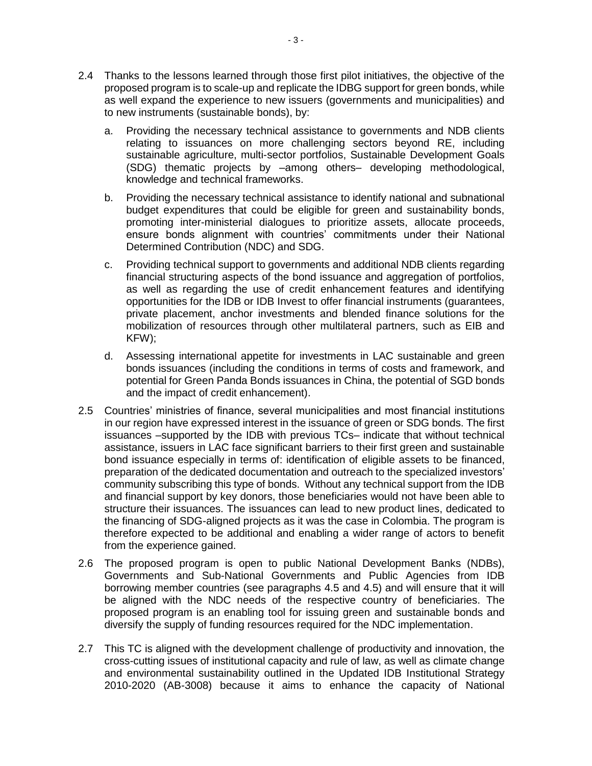2.4 Thanks to the lessons learned through those first pilot initiatives, the objective of the proposed program is to scale-up and replicate the IDBG support for green bonds, while as well expand the experience to new issuers (governments and municipalities) and to new instruments (sustainable bonds), by:

a. Providing the necessary technical assistance to governments and NDB clients relating to issuances on more challenging sectors beyond RE, including sustainable agriculture, multi-sector portfolios, Sustainable Development Goals (SDG) thematic projects by –among others– developing methodological, knowledge and technical frameworks.

b. Providing the necessary technical assistance to identify national and subnational budget expenditures that could be eligible for green and sustainability bonds, promoting inter-ministerial dialogues to prioritize assets, allocate proceeds, ensure bonds alignment with countries' commitments under their National Determined Contribution (NDC) and SDG.

c. Providing technical support to governments and additional NDB clients regarding financial structuring aspects of the bond issuance and aggregation of portfolios, as well as regarding the use of credit enhancement features and identifying opportunities for the IDB or IDB Invest to offer financial instruments (guarantees, private placement, anchor investments and blended finance solutions for the mobilization of resources through other multilateral partners, such as EIB and KFW);

d. Assessing international appetite for investments in LAC sustainable and green bonds issuances (including the conditions in terms of costs and framework, and potential for Green Panda Bonds issuances in China, the potential of SGD bonds and the impact of credit enhancement).

2.5 Countries' ministries of finance, several municipalities and most financial institutions in our region have expressed interest in the issuance of green or SDG bonds. The first issuances –supported by the IDB with previous TCs– indicate that without technical assistance, issuers in LAC face significant barriers to their first green and sustainable bond issuance especially in terms of: identification of eligible assets to be financed, preparation of the dedicated documentation and outreach to the specialized investors' community subscribing this type of bonds. Without any technical support from the IDB and financial support by key donors, those beneficiaries would not have been able to structure their issuances. The issuances can lead to new product lines, dedicated to the financing of SDG-aligned projects as it was the case in Colombia. The program is therefore expected to be additional and enabling a wider range of actors to benefit from the experience gained.

2.6 The proposed program is open to public National Development Banks (NDBs), Governments and Sub-National Governments and Public Agencies from IDB borrowing member countries (see paragraphs 4.5 and 4.5) and will ensure that it will be aligned with the NDC needs of the respective country of beneficiaries. The proposed program is an enabling tool for issuing green and sustainable bonds and diversify the supply of funding resources required for the NDC implementation.

2.7 This TC is aligned with the development challenge of productivity and innovation, the cross-cutting issues of institutional capacity and rule of law, as well as climate change and environmental sustainability outlined in the Updated IDB Institutional Strategy 2010-2020 (AB-3008) because it aims to enhance the capacity of National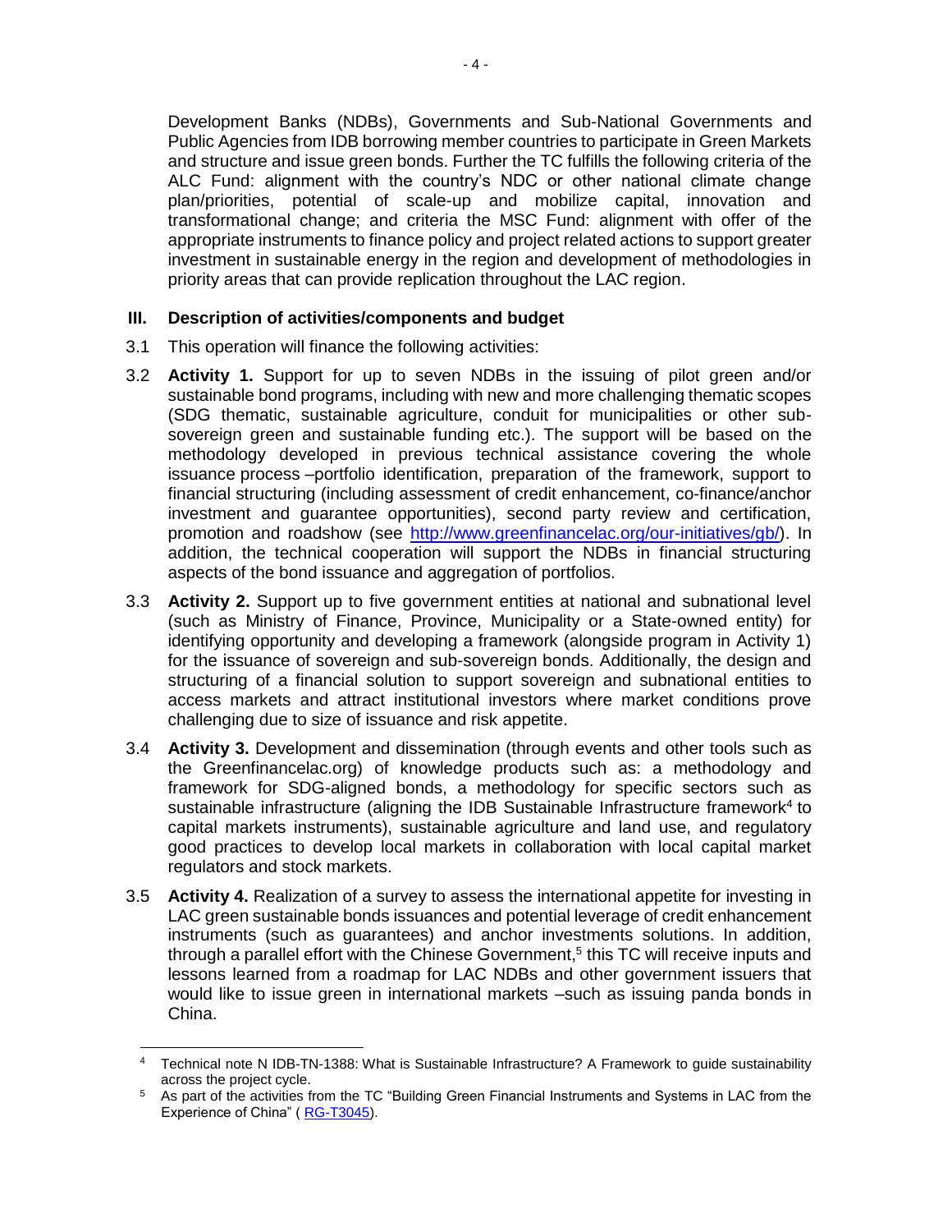Development Banks (NDBs), Governments and Sub-National Governments and Public Agencies from IDB borrowing member countries to participate in Green Markets and structure and issue green bonds. Further the TC fulfills the following criteria of the ALC Fund: alignment with the country's NDC or other national climate change plan/priorities, potential of scale-up and mobilize capital, innovation and transformational change; and criteria the MSC Fund: alignment with offer of the appropriate instruments to finance policy and project related actions to support greater investment in sustainable energy in the region and development of methodologies in priority areas that can provide replication throughout the LAC region.

## III. Description of activities/components and budget

3.1 This operation will finance the following activities:

3.2 **Activity 1.** Support for up to seven NDBs in the issuing of pilot green and/or sustainable bond programs, including with new and more challenging thematic scopes (SDG thematic, sustainable agriculture, conduit for municipalities or other sub-sovereign green and sustainable funding etc.). The support will be based on the methodology developed in previous technical assistance covering the whole issuance process –portfolio identification, preparation of the framework, support to financial structuring (including assessment of credit enhancement, co-finance/anchor investment and guarantee opportunities), second party review and certification, promotion and roadshow (see [http://www.greenfinancelac.org/our-initiatives/gb/](http://www.greenfinancelac.org/our-initiatives/gb/)). In addition, the technical cooperation will support the NDBs in financial structuring aspects of the bond issuance and aggregation of portfolios.

3.3 **Activity 2.** Support up to five government entities at national and subnational level (such as Ministry of Finance, Province, Municipality or a State-owned entity) for identifying opportunity and developing a framework (alongside program in Activity 1) for the issuance of sovereign and sub-sovereign bonds. Additionally, the design and structuring of a financial solution to support sovereign and subnational entities to access markets and attract institutional investors where market conditions prove challenging due to size of issuance and risk appetite.

3.4 **Activity 3.** Development and dissemination (through events and other tools such as the Greenfinancelac.org) of knowledge products such as: a methodology and framework for SDG-aligned bonds, a methodology for specific sectors such as sustainable infrastructure (aligning the IDB Sustainable Infrastructure framework[4] to capital markets instruments), sustainable agriculture and land use, and regulatory good practices to develop local markets in collaboration with local capital market regulators and stock markets.

3.5 **Activity 4.** Realization of a survey to assess the international appetite for investing in LAC green sustainable bonds issuances and potential leverage of credit enhancement instruments (such as guarantees) and anchor investments solutions. In addition, through a parallel effort with the Chinese Government,[5] this TC will receive inputs and lessons learned from a roadmap for LAC NDBs and other government issuers that would like to issue green in international markets –such as issuing panda bonds in China.

---

[4] Technical note N IDB-TN-1388: What is Sustainable Infrastructure? A Framework to guide sustainability across the project cycle.

[5] As part of the activities from the TC "Building Green Financial Instruments and Systems in LAC from the Experience of China" ( RG-T3045).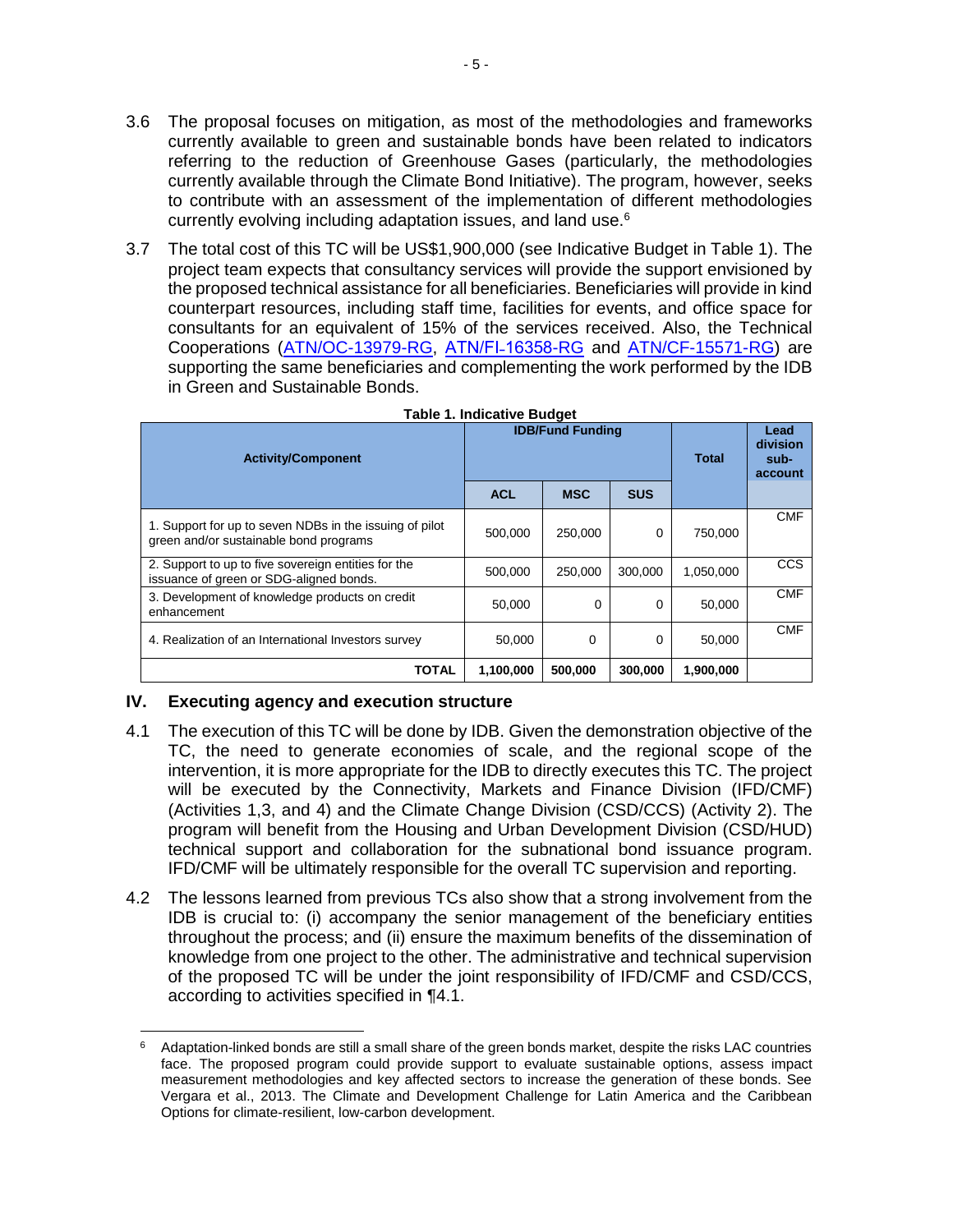3.6 The proposal focuses on mitigation, as most of the methodologies and frameworks currently available to green and sustainable bonds have been related to indicators referring to the reduction of Greenhouse Gases (particularly, the methodologies currently available through the Climate Bond Initiative). The program, however, seeks to contribute with an assessment of the implementation of different methodologies currently evolving including adaptation issues, and land use.[6]

3.7 The total cost of this TC will be US$1,900,000 (see Indicative Budget in Table 1). The project team expects that consultancy services will provide the support envisioned by the proposed technical assistance for all beneficiaries. Beneficiaries will provide in kind counterpart resources, including staff time, facilities for events, and office space for consultants for an equivalent of 15% of the services received. Also, the Technical Cooperations (ATN/OC-13979-RG, ATN/FI-16358-RG and ATN/CF-15571-RG) are supporting the same beneficiaries and complementing the work performed by the IDB in Green and Sustainable Bonds.

**Table 1. Indicative Budget**

| Activity/Component | IDB/Fund Funding | | | Total | Lead division sub-account |
|---|---|---|---|---|---|
| | ACL | MSC | SUS | | |
| 1. Support for up to seven NDBs in the issuing of pilot green and/or sustainable bond programs | 500,000 | 250,000 | 0 | 750,000 | CMF |
| 2. Support to up to five sovereign entities for the issuance of green or SDG-aligned bonds. | 500,000 | 250,000 | 300,000 | 1,050,000 | CCS |
| 3. Development of knowledge products on credit enhancement | 50,000 | 0 | 0 | 50,000 | CMF |
| 4. Realization of an International Investors survey | 50,000 | 0 | 0 | 50,000 | CMF |
| **TOTAL** | **1,100,000** | **500,000** | **300,000** | **1,900,000** | |

## IV. Executing agency and execution structure

4.1 The execution of this TC will be done by IDB. Given the demonstration objective of the TC, the need to generate economies of scale, and the regional scope of the intervention, it is more appropriate for the IDB to directly executes this TC. The project will be executed by the Connectivity, Markets and Finance Division (IFD/CMF) (Activities 1,3, and 4) and the Climate Change Division (CSD/CCS) (Activity 2). The program will benefit from the Housing and Urban Development Division (CSD/HUD) technical support and collaboration for the subnational bond issuance program. IFD/CMF will be ultimately responsible for the overall TC supervision and reporting.

4.2 The lessons learned from previous TCs also show that a strong involvement from the IDB is crucial to: (i) accompany the senior management of the beneficiary entities throughout the process; and (ii) ensure the maximum benefits of the dissemination of knowledge from one project to the other. The administrative and technical supervision of the proposed TC will be under the joint responsibility of IFD/CMF and CSD/CCS, according to activities specified in ¶4.1.

[6] Adaptation-linked bonds are still a small share of the green bonds market, despite the risks LAC countries face. The proposed program could provide support to evaluate sustainable options, assess impact measurement methodologies and key affected sectors to increase the generation of these bonds. See Vergara et al., 2013. The Climate and Development Challenge for Latin America and the Caribbean Options for climate-resilient, low-carbon development.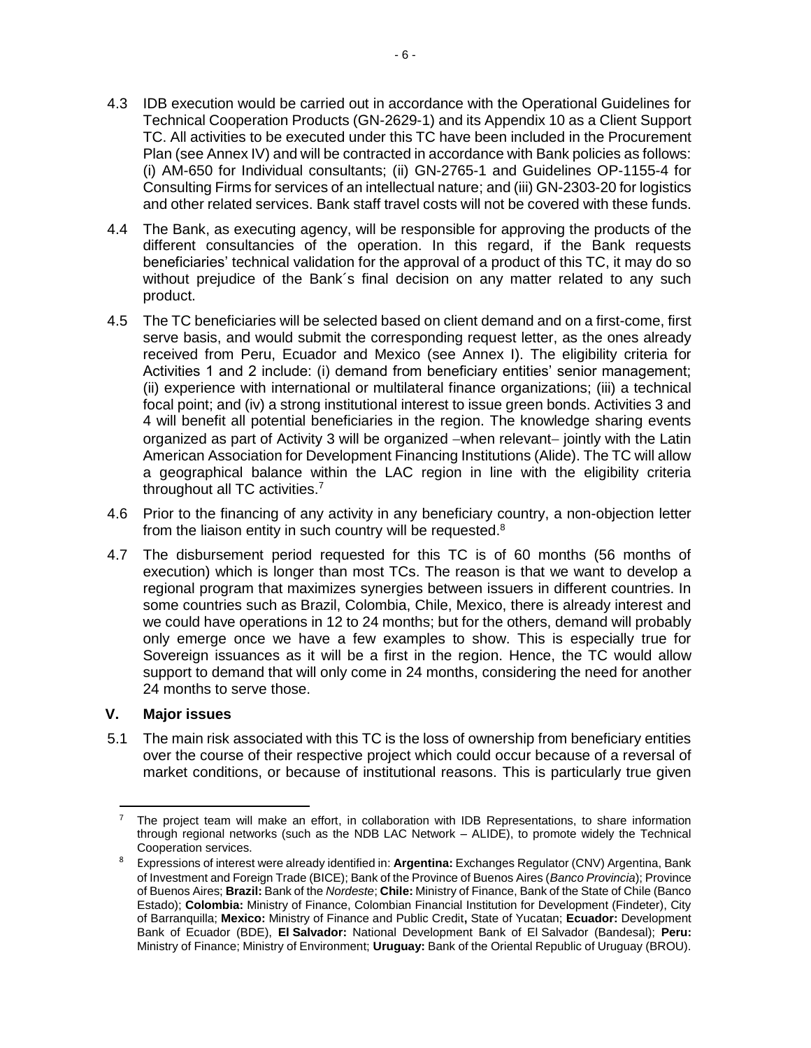4.3 IDB execution would be carried out in accordance with the Operational Guidelines for Technical Cooperation Products (GN-2629-1) and its Appendix 10 as a Client Support TC. All activities to be executed under this TC have been included in the Procurement Plan (see Annex IV) and will be contracted in accordance with Bank policies as follows: (i) AM-650 for Individual consultants; (ii) GN-2765-1 and Guidelines OP-1155-4 for Consulting Firms for services of an intellectual nature; and (iii) GN-2303-20 for logistics and other related services. Bank staff travel costs will not be covered with these funds.

4.4 The Bank, as executing agency, will be responsible for approving the products of the different consultancies of the operation. In this regard, if the Bank requests beneficiaries' technical validation for the approval of a product of this TC, it may do so without prejudice of the Bank´s final decision on any matter related to any such product.

4.5 The TC beneficiaries will be selected based on client demand and on a first-come, first serve basis, and would submit the corresponding request letter, as the ones already received from Peru, Ecuador and Mexico (see Annex I). The eligibility criteria for Activities 1 and 2 include: (i) demand from beneficiary entities' senior management; (ii) experience with international or multilateral finance organizations; (iii) a technical focal point; and (iv) a strong institutional interest to issue green bonds. Activities 3 and 4 will benefit all potential beneficiaries in the region. The knowledge sharing events organized as part of Activity 3 will be organized −when relevant− jointly with the Latin American Association for Development Financing Institutions (Alide). The TC will allow a geographical balance within the LAC region in line with the eligibility criteria throughout all TC activities.[7]

4.6 Prior to the financing of any activity in any beneficiary country, a non-objection letter from the liaison entity in such country will be requested.[8]

4.7 The disbursement period requested for this TC is of 60 months (56 months of execution) which is longer than most TCs. The reason is that we want to develop a regional program that maximizes synergies between issuers in different countries. In some countries such as Brazil, Colombia, Chile, Mexico, there is already interest and we could have operations in 12 to 24 months; but for the others, demand will probably only emerge once we have a few examples to show. This is especially true for Sovereign issuances as it will be a first in the region. Hence, the TC would allow support to demand that will only come in 24 months, considering the need for another 24 months to serve those.

## V. Major issues

5.1 The main risk associated with this TC is the loss of ownership from beneficiary entities over the course of their respective project which could occur because of a reversal of market conditions, or because of institutional reasons. This is particularly true given

---

[7] The project team will make an effort, in collaboration with IDB Representations, to share information through regional networks (such as the NDB LAC Network – ALIDE), to promote widely the Technical Cooperation services.

[8] Expressions of interest were already identified in: **Argentina:** Exchanges Regulator (CNV) Argentina, Bank of Investment and Foreign Trade (BICE); Bank of the Province of Buenos Aires (*Banco Provincia*); Province of Buenos Aires; **Brazil:** Bank of the *Nordeste*; **Chile:** Ministry of Finance, Bank of the State of Chile (Banco Estado); **Colombia:** Ministry of Finance, Colombian Financial Institution for Development (Findeter), City of Barranquilla; **Mexico:** Ministry of Finance and Public Credit**,** State of Yucatan; **Ecuador:** Development Bank of Ecuador (BDE), **El Salvador:** National Development Bank of El Salvador (Bandesal); **Peru:** Ministry of Finance; Ministry of Environment; **Uruguay:** Bank of the Oriental Republic of Uruguay (BROU).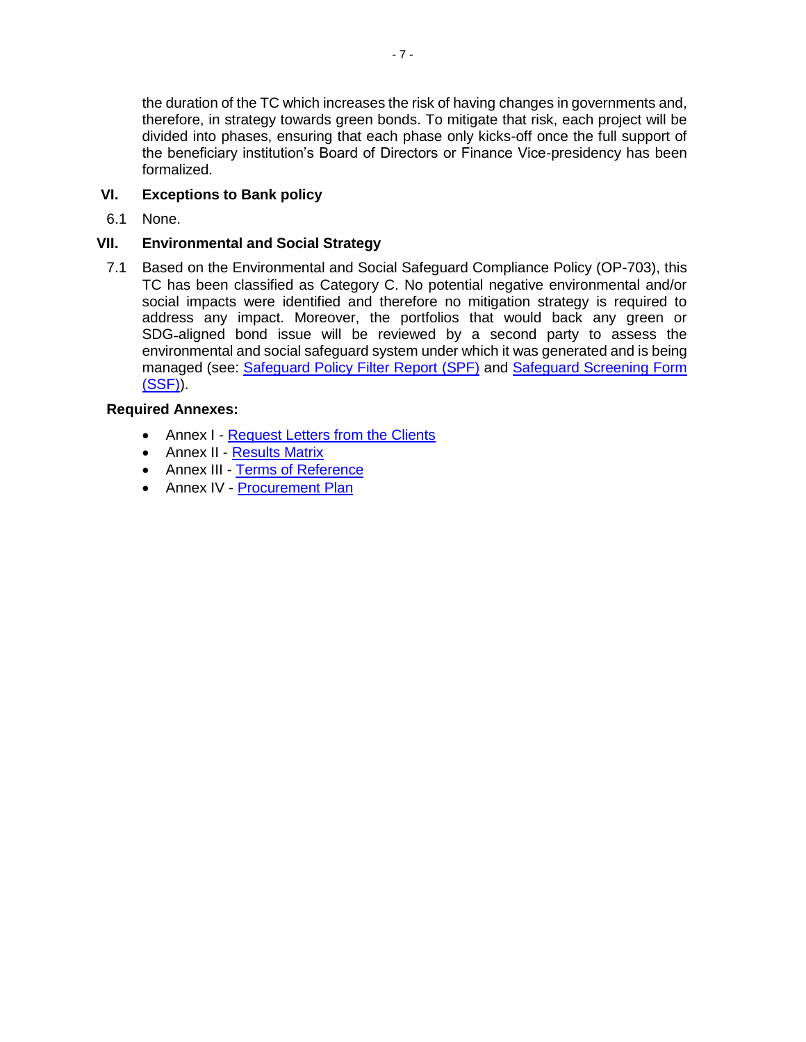the duration of the TC which increases the risk of having changes in governments and, therefore, in strategy towards green bonds. To mitigate that risk, each project will be divided into phases, ensuring that each phase only kicks-off once the full support of the beneficiary institution's Board of Directors or Finance Vice-presidency has been formalized.

## VI. Exceptions to Bank policy

6.1 None.

## VII. Environmental and Social Strategy

7.1 Based on the Environmental and Social Safeguard Compliance Policy (OP-703), this TC has been classified as Category C. No potential negative environmental and/or social impacts were identified and therefore no mitigation strategy is required to address any impact. Moreover, the portfolios that would back any green or SDG-aligned bond issue will be reviewed by a second party to assess the environmental and social safeguard system under which it was generated and is being managed (see: Safeguard Policy Filter Report (SPF) and Safeguard Screening Form (SSF)).

**Required Annexes:**

- Annex I - Request Letters from the Clients
- Annex II - Results Matrix
- Annex III - Terms of Reference
- Annex IV - Procurement Plan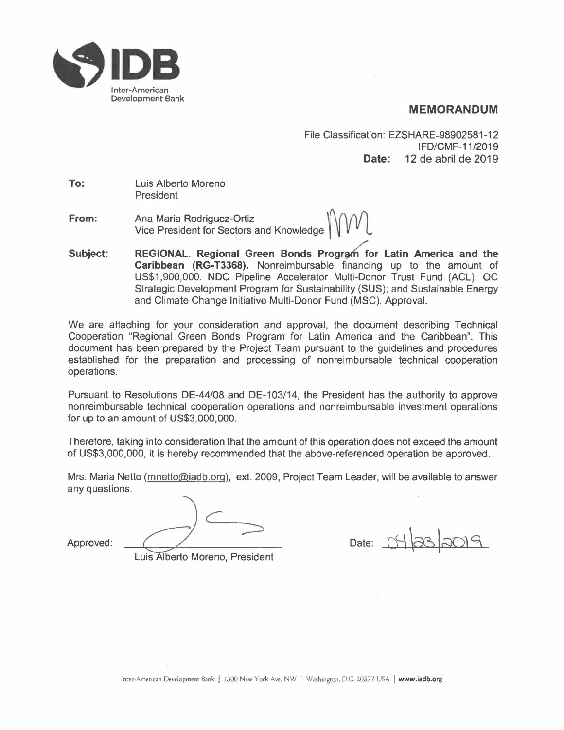IDB
Inter-American Development Bank

## MEMORANDUM

File Classification: EZSHARE-98902581-12
IFD/CMF-11/2019
**Date:** 12 de abril de 2019

**To:** Luis Alberto Moreno
President

**From:** Ana Maria Rodriguez-Ortiz
Vice President for Sectors and Knowledge

**Subject:** **REGIONAL. Regional Green Bonds Program for Latin America and the Caribbean (RG-T3368).** Nonreimbursable financing up to the amount of US$1,900,000. NDC Pipeline Accelerator Multi-Donor Trust Fund (ACL); OC Strategic Development Program for Sustainability (SUS); and Sustainable Energy and Climate Change Initiative Multi-Donor Fund (MSC). Approval.

We are attaching for your consideration and approval, the document describing Technical Cooperation "Regional Green Bonds Program for Latin America and the Caribbean". This document has been prepared by the Project Team pursuant to the guidelines and procedures established for the preparation and processing of nonreimbursable technical cooperation operations.

Pursuant to Resolutions DE-44/08 and DE-103/14, the President has the authority to approve nonreimbursable technical cooperation operations and nonreimbursable investment operations for up to an amount of US$3,000,000.

Therefore, taking into consideration that the amount of this operation does not exceed the amount of US$3,000,000, it is hereby recommended that the above-referenced operation be approved.

Mrs. Maria Netto (mnetto@iadb.org), ext. 2009, Project Team Leader, will be available to answer any questions.

Approved: ______________________________
Luis Alberto Moreno, President

Date: 04/23/2019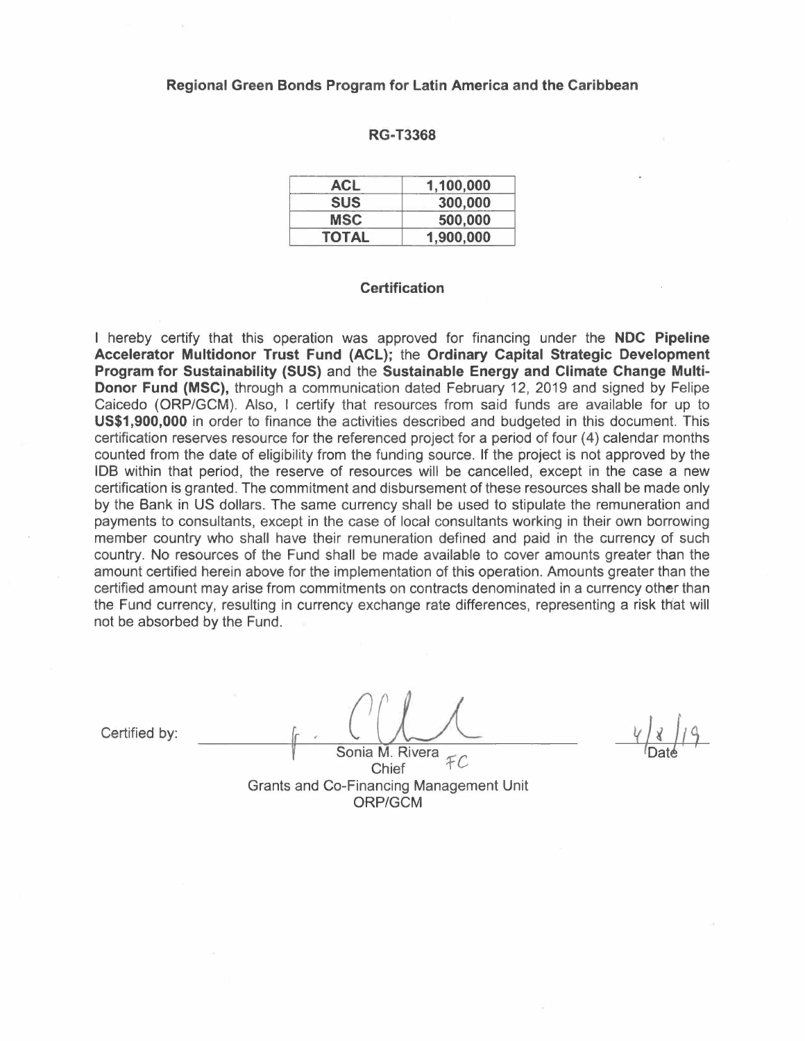**Regional Green Bonds Program for Latin America and the Caribbean**

**RG-T3368**

| | |
|---|---|
| **ACL** | **1,100,000** |
| **SUS** | **300,000** |
| **MSC** | **500,000** |
| **TOTAL** | **1,900,000** |

**Certification**

I hereby certify that this operation was approved for financing under the **NDC Pipeline Accelerator Multidonor Trust Fund (ACL);** the **Ordinary Capital Strategic Development Program for Sustainability (SUS)** and the **Sustainable Energy and Climate Change Multi-Donor Fund (MSC),** through a communication dated February 12, 2019 and signed by Felipe Caicedo (ORP/GCM). Also, I certify that resources from said funds are available for up to **US$1,900,000** in order to finance the activities described and budgeted in this document. This certification reserves resource for the referenced project for a period of four (4) calendar months counted from the date of eligibility from the funding source. If the project is not approved by the IDB within that period, the reserve of resources will be cancelled, except in the case a new certification is granted. The commitment and disbursement of these resources shall be made only by the Bank in US dollars. The same currency shall be used to stipulate the remuneration and payments to consultants, except in the case of local consultants working in their own borrowing member country who shall have their remuneration defined and paid in the currency of such country. No resources of the Fund shall be made available to cover amounts greater than the amount certified herein above for the implementation of this operation. Amounts greater than the certified amount may arise from commitments on contracts denominated in a currency other than the Fund currency, resulting in currency exchange rate differences, representing a risk that will not be absorbed by the Fund.

Certified by: ______________________ 4/8/19

Sonia M. Rivera FC
Chief
Grants and Co-Financing Management Unit
ORP/GCM

Date